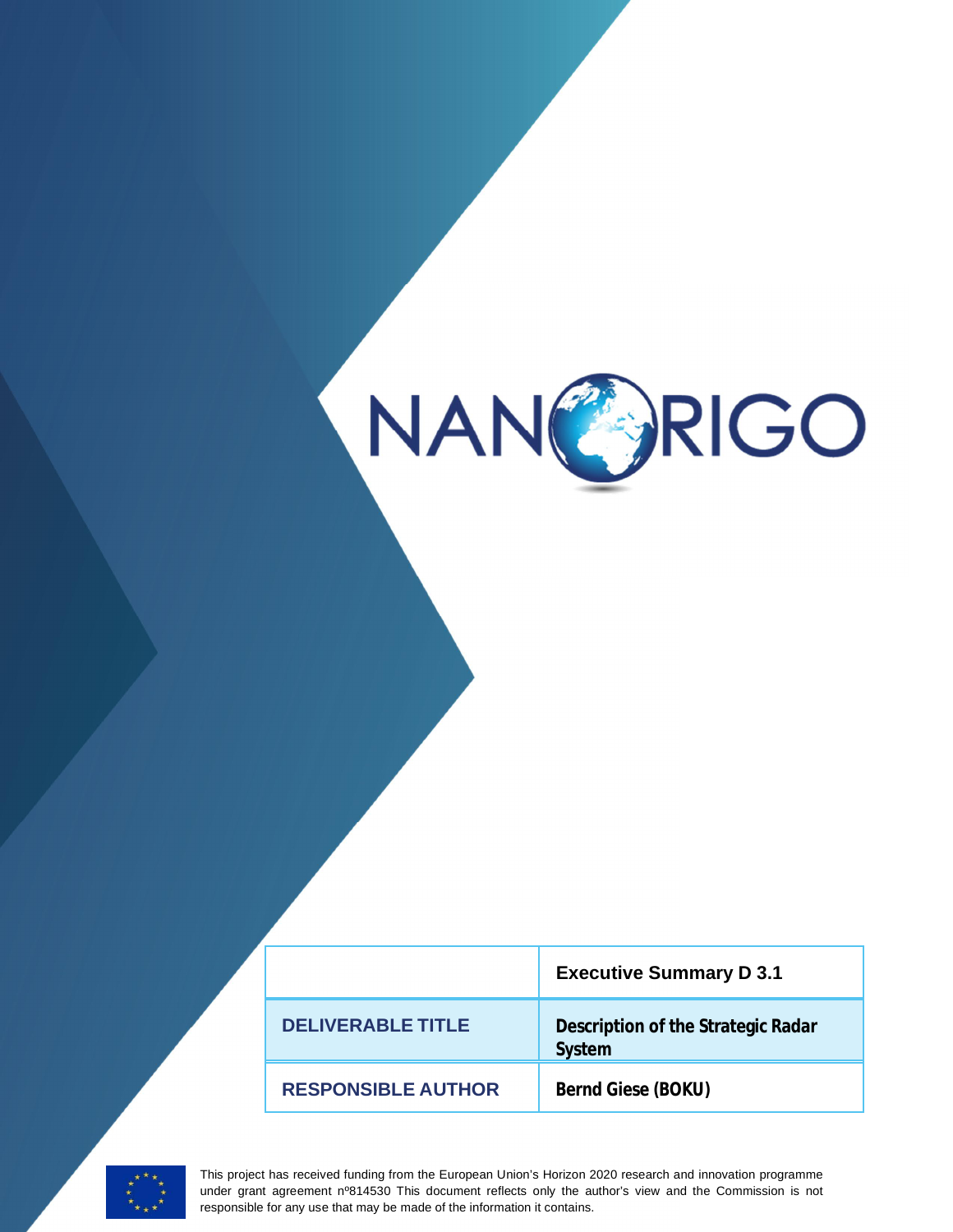# NANORIGO

| | Executive Summary D 3.1 |
|---|---|
| **DELIVERABLE TITLE** | **Description of the Strategic Radar System** |
| **RESPONSIBLE AUTHOR** | **Bernd Giese (BOKU)** |

This project has received funding from the European Union's Horizon 2020 research and innovation programme under grant agreement nº814530 This document reflects only the author's view and the Commission is not responsible for any use that may be made of the information it contains.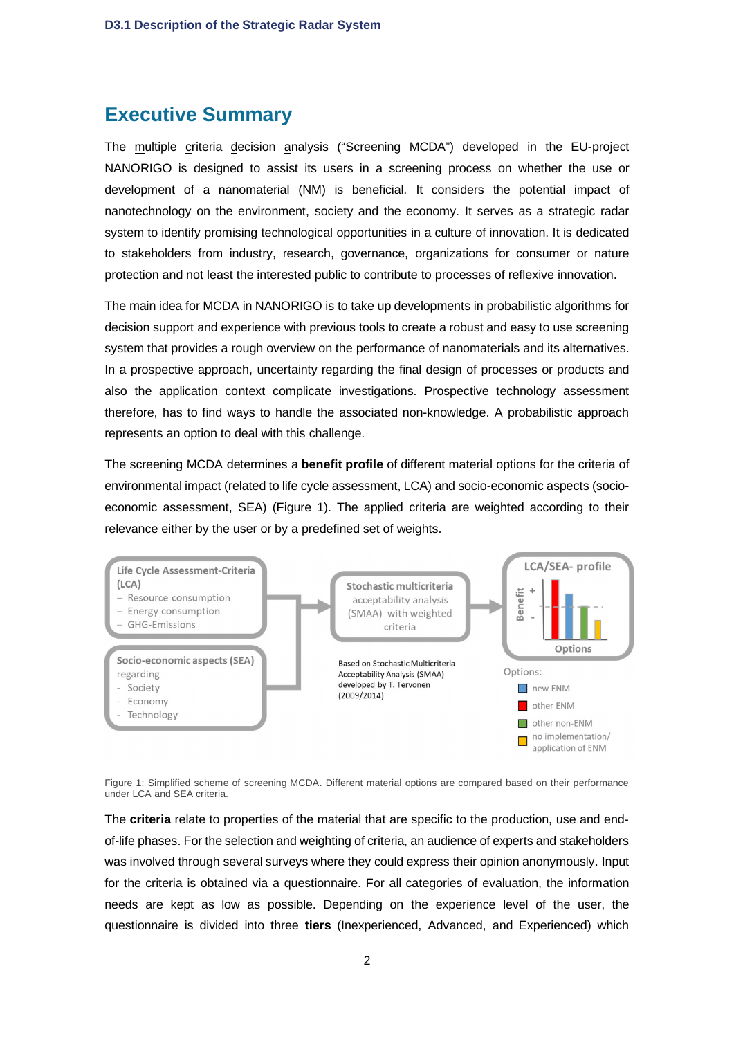# Executive Summary

The multiple criteria decision analysis ("Screening MCDA") developed in the EU-project NANORIGO is designed to assist its users in a screening process on whether the use or development of a nanomaterial (NM) is beneficial. It considers the potential impact of nanotechnology on the environment, society and the economy. It serves as a strategic radar system to identify promising technological opportunities in a culture of innovation. It is dedicated to stakeholders from industry, research, governance, organizations for consumer or nature protection and not least the interested public to contribute to processes of reflexive innovation.

The main idea for MCDA in NANORIGO is to take up developments in probabilistic algorithms for decision support and experience with previous tools to create a robust and easy to use screening system that provides a rough overview on the performance of nanomaterials and its alternatives. In a prospective approach, uncertainty regarding the final design of processes or products and also the application context complicate investigations. Prospective technology assessment therefore, has to find ways to handle the associated non-knowledge. A probabilistic approach represents an option to deal with this challenge.

The screening MCDA determines a **benefit profile** of different material options for the criteria of environmental impact (related to life cycle assessment, LCA) and socio-economic aspects (socio-economic assessment, SEA) (Figure 1). The applied criteria are weighted according to their relevance either by the user or by a predefined set of weights.

Life Cycle Assessment-Criteria (LCA)
- Resource consumption
- Energy consumption
- GHG-Emissions

Socio-economic aspects (SEA) regarding
- Society
- Economy
- Technology

Stochastic multicriteria acceptability analysis (SMAA) with weighted criteria

Based on Stochastic Multicriteria Acceptability Analysis (SMAA) developed by T. Tervonen (2009/2014)

LCA/SEA- profile (Benefit + / -; Options)

Options:
- new ENM
- other ENM
- other non-ENM
- no implementation/ application of ENM

Figure 1: Simplified scheme of screening MCDA. Different material options are compared based on their performance under LCA and SEA criteria.

The **criteria** relate to properties of the material that are specific to the production, use and end-of-life phases. For the selection and weighting of criteria, an audience of experts and stakeholders was involved through several surveys where they could express their opinion anonymously. Input for the criteria is obtained via a questionnaire. For all categories of evaluation, the information needs are kept as low as possible. Depending on the experience level of the user, the questionnaire is divided into three **tiers** (Inexperienced, Advanced, and Experienced) which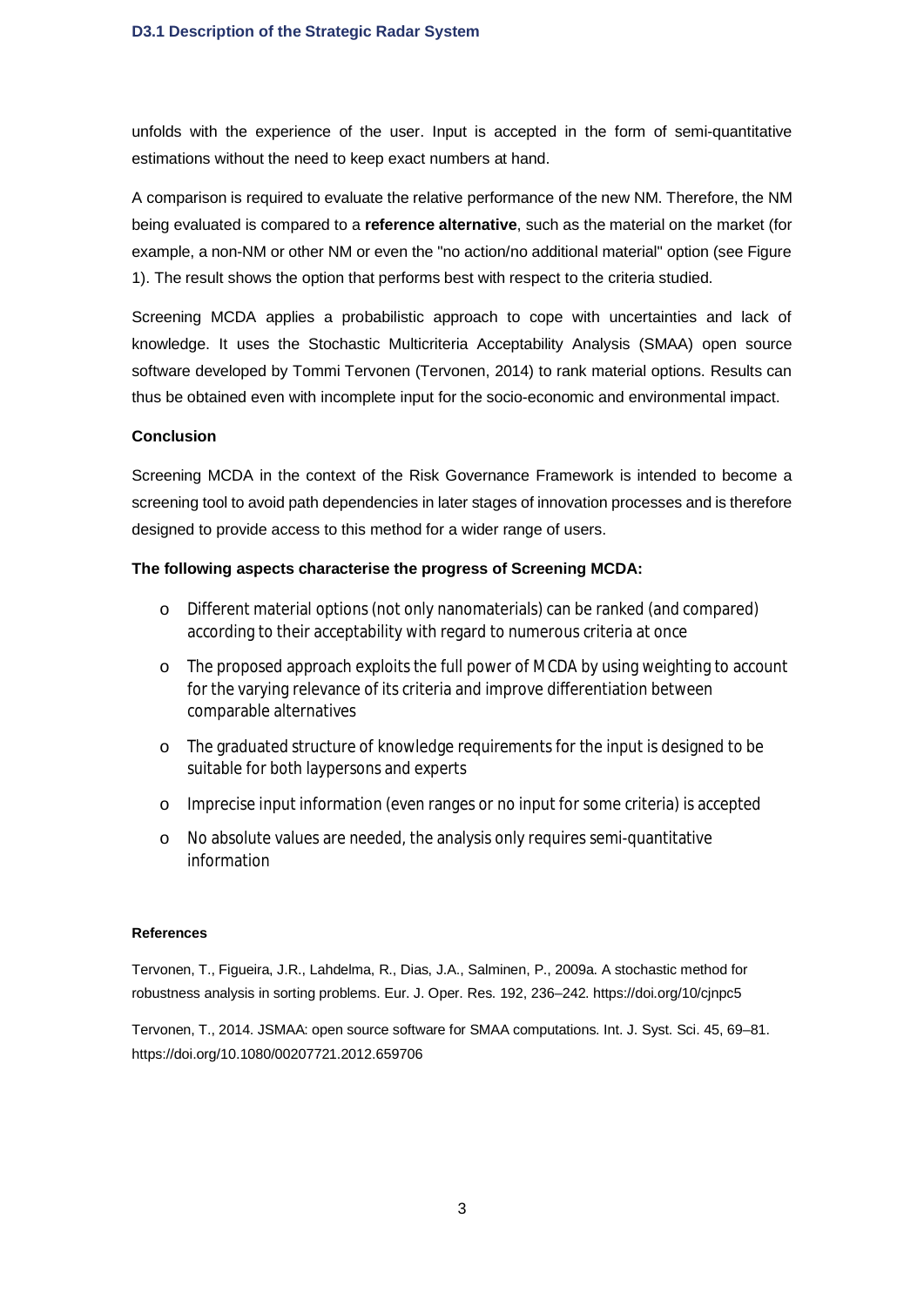unfolds with the experience of the user. Input is accepted in the form of semi-quantitative estimations without the need to keep exact numbers at hand.

A comparison is required to evaluate the relative performance of the new NM. Therefore, the NM being evaluated is compared to a **reference alternative**, such as the material on the market (for example, a non-NM or other NM or even the "no action/no additional material" option (see Figure 1). The result shows the option that performs best with respect to the criteria studied.

Screening MCDA applies a probabilistic approach to cope with uncertainties and lack of knowledge. It uses the Stochastic Multicriteria Acceptability Analysis (SMAA) open source software developed by Tommi Tervonen (Tervonen, 2014) to rank material options. Results can thus be obtained even with incomplete input for the socio-economic and environmental impact.

**Conclusion**

Screening MCDA in the context of the Risk Governance Framework is intended to become a screening tool to avoid path dependencies in later stages of innovation processes and is therefore designed to provide access to this method for a wider range of users.

**The following aspects characterise the progress of Screening MCDA:**

- Different material options (not only nanomaterials) can be ranked (and compared) according to their acceptability with regard to numerous criteria at once
- The proposed approach exploits the full power of MCDA by using weighting to account for the varying relevance of its criteria and improve differentiation between comparable alternatives
- The graduated structure of knowledge requirements for the input is designed to be suitable for both laypersons and experts
- Imprecise input information (even ranges or no input for some criteria) is accepted
- No absolute values are needed, the analysis only requires semi-quantitative information

**References**

Tervonen, T., Figueira, J.R., Lahdelma, R., Dias, J.A., Salminen, P., 2009a. A stochastic method for robustness analysis in sorting problems. Eur. J. Oper. Res. 192, 236–242. https://doi.org/10/cjnpc5

Tervonen, T., 2014. JSMAA: open source software for SMAA computations. Int. J. Syst. Sci. 45, 69–81. https://doi.org/10.1080/00207721.2012.659706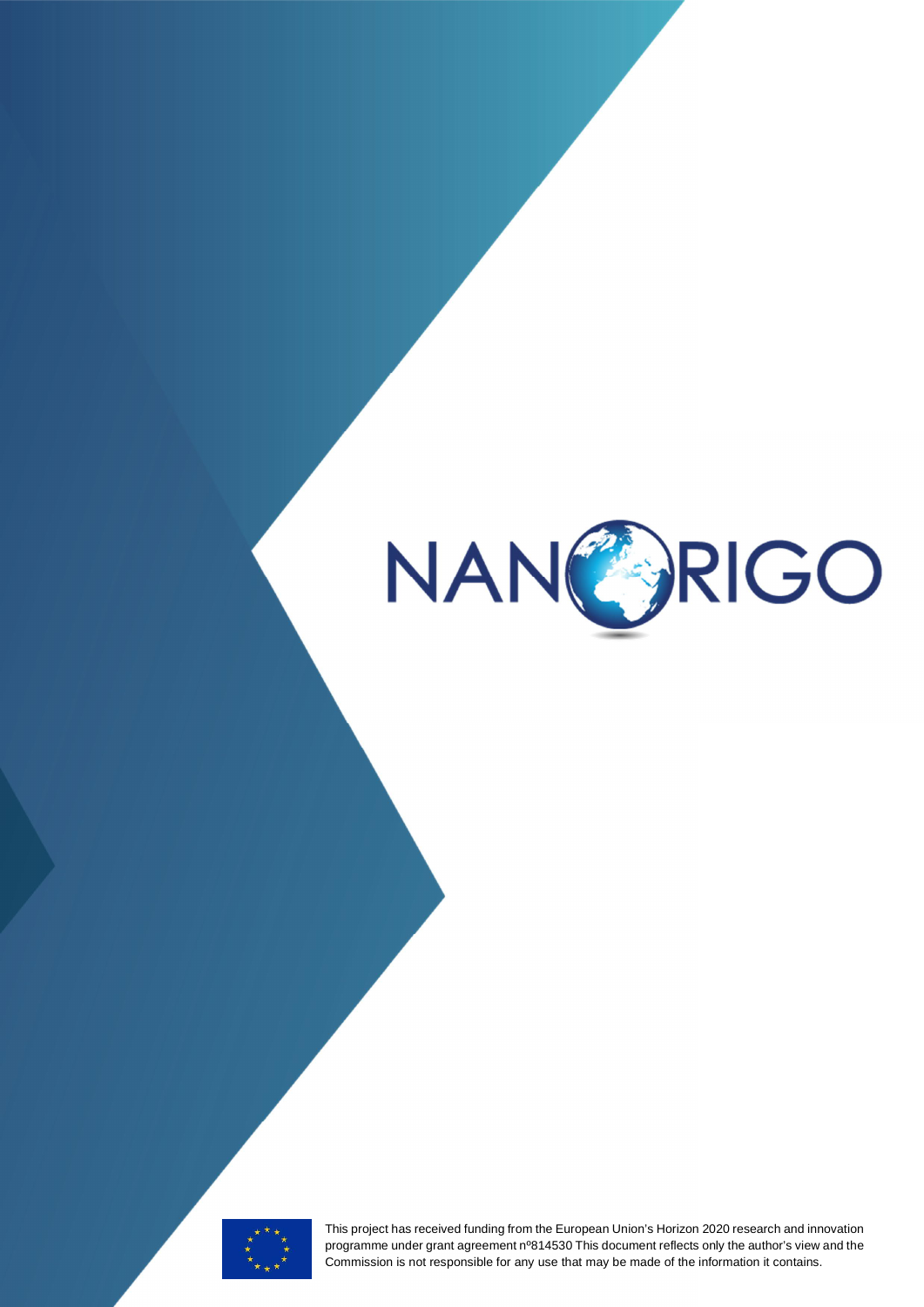NANORIGO

This project has received funding from the European Union's Horizon 2020 research and innovation programme under grant agreement nº814530 This document reflects only the author's view and the Commission is not responsible for any use that may be made of the information it contains.